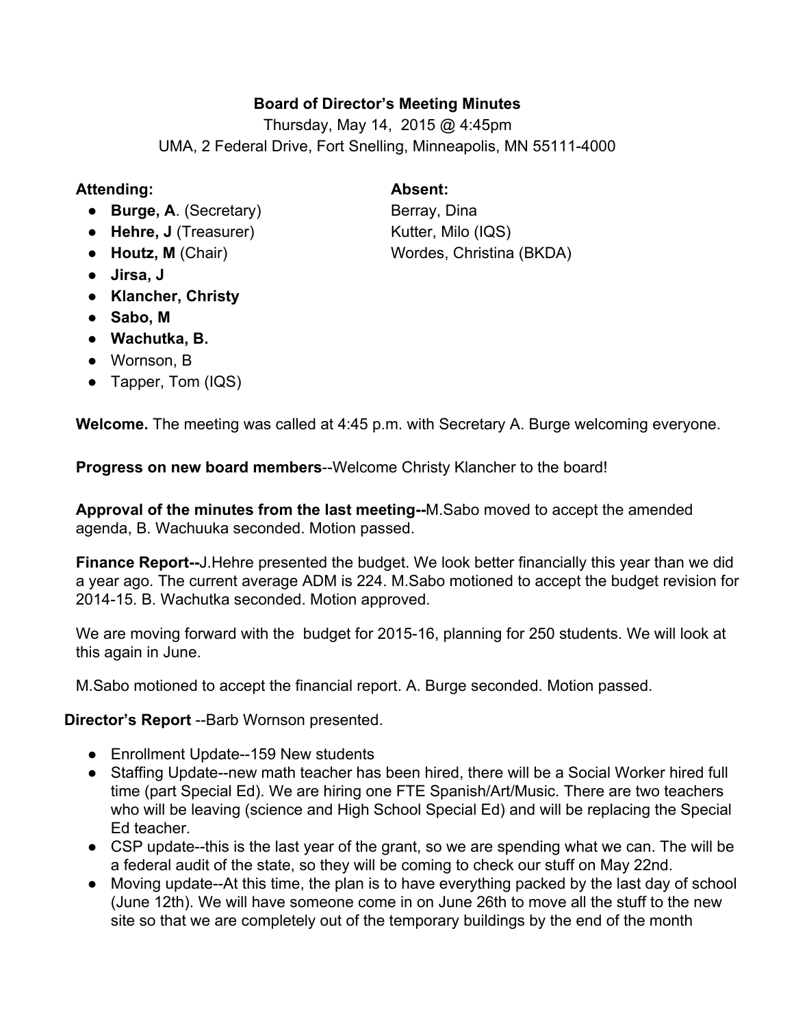**Board of Director's Meeting Minutes**

Thursday, May 14, 2015 @ 4:45pm

UMA, 2 Federal Drive, Fort Snelling, Minneapolis, MN 55111-4000

**Attending:**

- **Burge, A**. (Secretary)
- **Hehre, J** (Treasurer)
- **Houtz, M** (Chair)
- **Jirsa, J**
- **Klancher, Christy**
- **Sabo, M**
- **Wachutka, B.**
- Wornson, B
- Tapper, Tom (IQS)

**Absent:**

Berray, Dina
Kutter, Milo (IQS)
Wordes, Christina (BKDA)

**Welcome.** The meeting was called at 4:45 p.m. with Secretary A. Burge welcoming everyone.

**Progress on new board members**--Welcome Christy Klancher to the board!

**Approval of the minutes from the last meeting--**M.Sabo moved to accept the amended agenda, B. Wachuuka seconded. Motion passed.

**Finance Report--**J.Hehre presented the budget. We look better financially this year than we did a year ago. The current average ADM is 224. M.Sabo motioned to accept the budget revision for 2014-15. B. Wachutka seconded. Motion approved.

We are moving forward with the budget for 2015-16, planning for 250 students. We will look at this again in June.

M.Sabo motioned to accept the financial report. A. Burge seconded. Motion passed.

**Director's Report** --Barb Wornson presented.

- Enrollment Update--159 New students
- Staffing Update--new math teacher has been hired, there will be a Social Worker hired full time (part Special Ed). We are hiring one FTE Spanish/Art/Music. There are two teachers who will be leaving (science and High School Special Ed) and will be replacing the Special Ed teacher.
- CSP update--this is the last year of the grant, so we are spending what we can. The will be a federal audit of the state, so they will be coming to check our stuff on May 22nd.
- Moving update--At this time, the plan is to have everything packed by the last day of school (June 12th). We will have someone come in on June 26th to move all the stuff to the new site so that we are completely out of the temporary buildings by the end of the month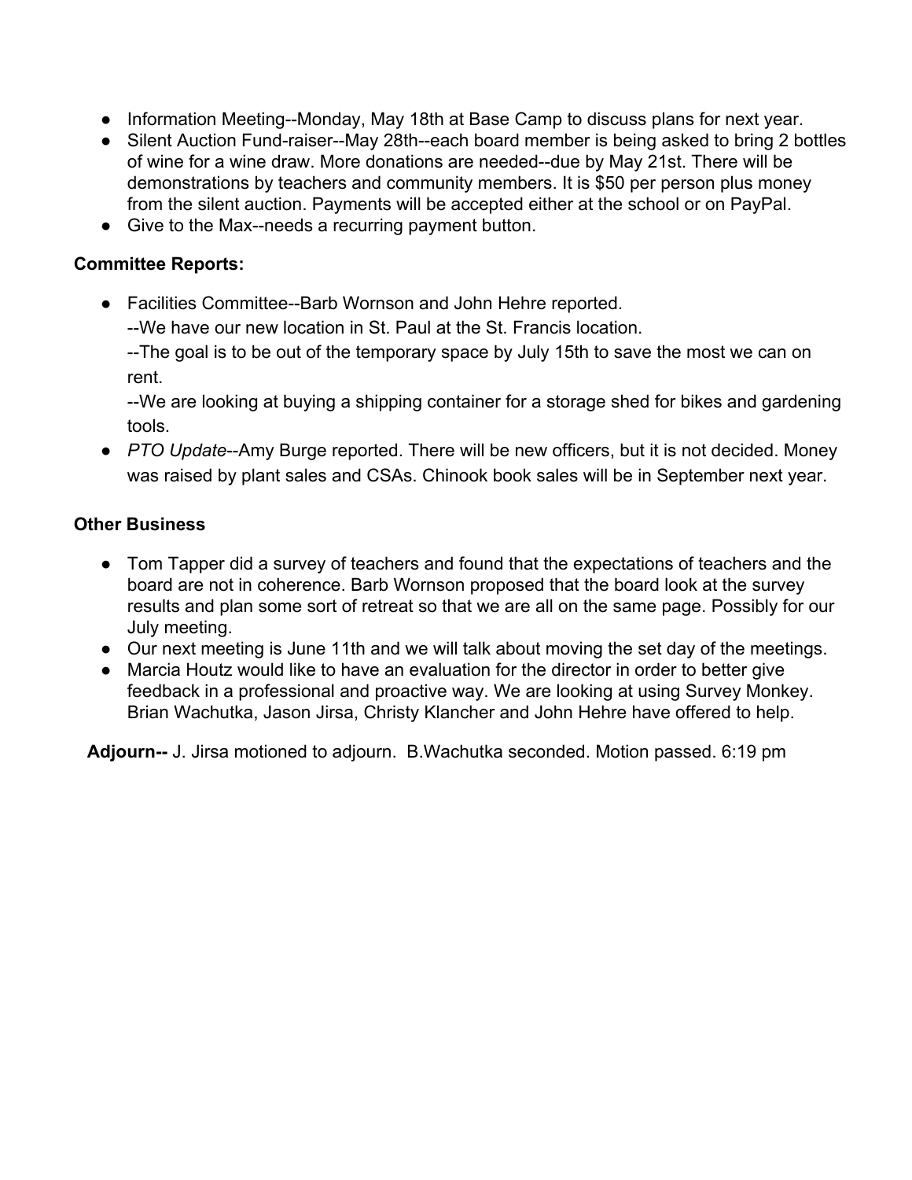- Information Meeting--Monday, May 18th at Base Camp to discuss plans for next year.
- Silent Auction Fund-raiser--May 28th--each board member is being asked to bring 2 bottles of wine for a wine draw. More donations are needed--due by May 21st. There will be demonstrations by teachers and community members. It is $50 per person plus money from the silent auction. Payments will be accepted either at the school or on PayPal.
- Give to the Max--needs a recurring payment button.

**Committee Reports:**

- Facilities Committee--Barb Wornson and John Hehre reported.
  --We have our new location in St. Paul at the St. Francis location.
  --The goal is to be out of the temporary space by July 15th to save the most we can on rent.
  --We are looking at buying a shipping container for a storage shed for bikes and gardening tools.
- *PTO Update*--Amy Burge reported. There will be new officers, but it is not decided. Money was raised by plant sales and CSAs. Chinook book sales will be in September next year.

**Other Business**

- Tom Tapper did a survey of teachers and found that the expectations of teachers and the board are not in coherence. Barb Wornson proposed that the board look at the survey results and plan some sort of retreat so that we are all on the same page. Possibly for our July meeting.
- Our next meeting is June 11th and we will talk about moving the set day of the meetings.
- Marcia Houtz would like to have an evaluation for the director in order to better give feedback in a professional and proactive way. We are looking at using Survey Monkey. Brian Wachutka, Jason Jirsa, Christy Klancher and John Hehre have offered to help.

**Adjourn--** J. Jirsa motioned to adjourn. B.Wachutka seconded. Motion passed. 6:19 pm